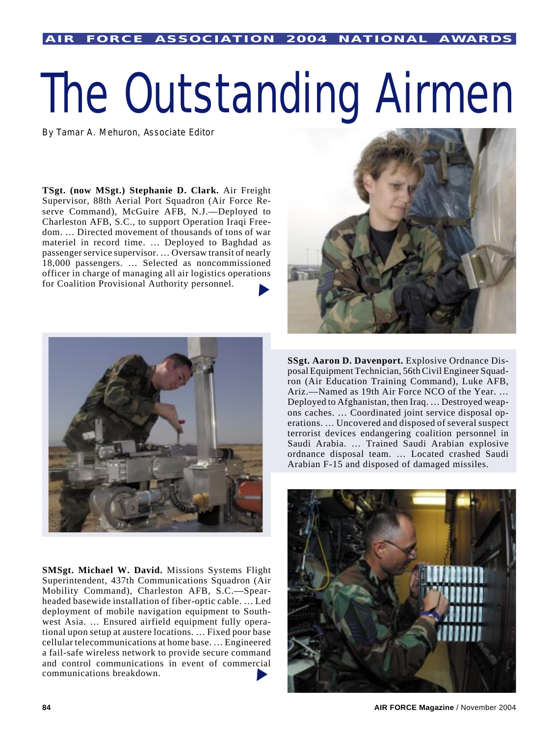AIR FORCE ASSOCIATION 2004 NATIONAL AWARDS

# The Outstanding Airmen

By Tamar A. Mehuron, Associate Editor

**TSgt. (now MSgt.) Stephanie D. Clark.** Air Freight Supervisor, 88th Aerial Port Squadron (Air Force Reserve Command), McGuire AFB, N.J.—Deployed to Charleston AFB, S.C., to support Operation Iraqi Freedom. … Directed movement of thousands of tons of war materiel in record time. … Deployed to Baghdad as passenger service supervisor. … Oversaw transit of nearly 18,000 passengers. … Selected as noncommissioned officer in charge of managing all air logistics operations for Coalition Provisional Authority personnel.

**SSgt. Aaron D. Davenport.** Explosive Ordnance Disposal Equipment Technician, 56th Civil Engineer Squadron (Air Education Training Command), Luke AFB, Ariz.—Named as 19th Air Force NCO of the Year. … Deployed to Afghanistan, then Iraq. … Destroyed weapons caches. … Coordinated joint service disposal operations. … Uncovered and disposed of several suspect terrorist devices endangering coalition personnel in Saudi Arabia. … Trained Saudi Arabian explosive ordnance disposal team. … Located crashed Saudi Arabian F-15 and disposed of damaged missiles.

**SMSgt. Michael W. David.** Missions Systems Flight Superintendent, 437th Communications Squadron (Air Mobility Command), Charleston AFB, S.C.—Spearheaded basewide installation of fiber-optic cable. … Led deployment of mobile navigation equipment to Southwest Asia. … Ensured airfield equipment fully operational upon setup at austere locations. … Fixed poor base cellular telecommunications at home base. … Engineered a fail-safe wireless network to provide secure command and control communications in event of commercial communications breakdown.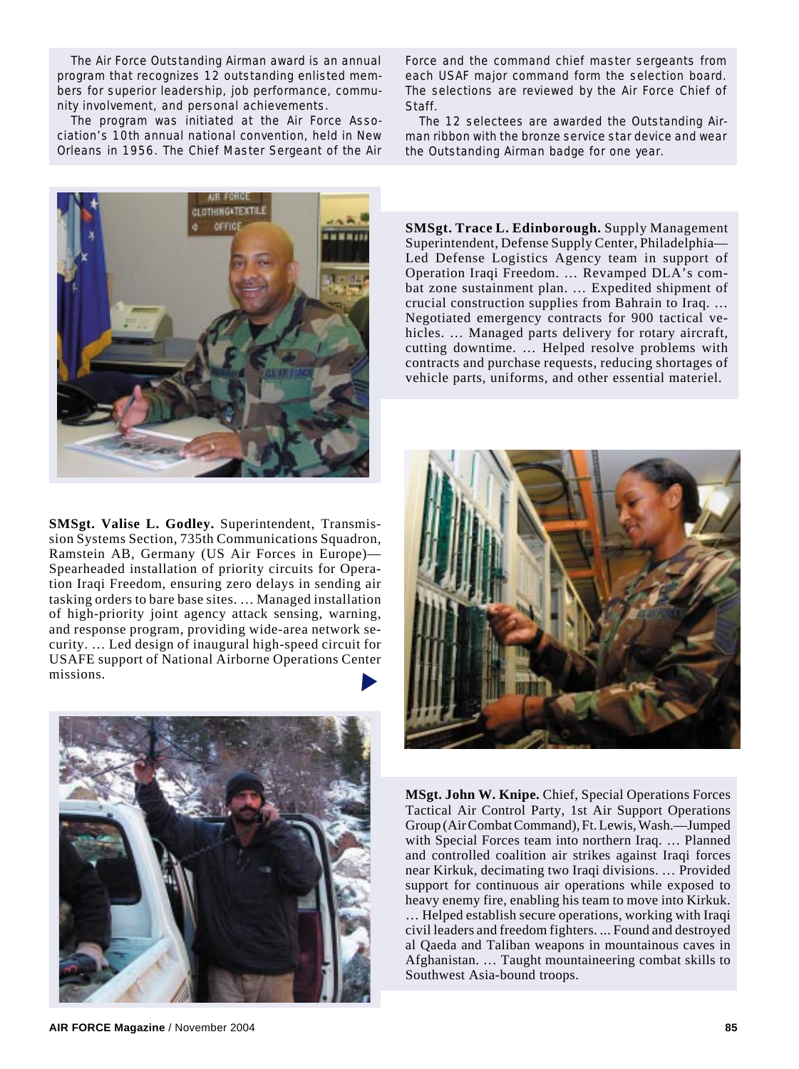The Air Force Outstanding Airman award is an annual program that recognizes 12 outstanding enlisted members for superior leadership, job performance, community involvement, and personal achievements.

The program was initiated at the Air Force Association's 10th annual national convention, held in New Orleans in 1956. The Chief Master Sergeant of the Air Force and the command chief master sergeants from each USAF major command form the selection board. The selections are reviewed by the Air Force Chief of Staff.

The 12 selectees are awarded the Outstanding Airman ribbon with the bronze service star device and wear the Outstanding Airman badge for one year.

**SMSgt. Trace L. Edinborough.** Supply Management Superintendent, Defense Supply Center, Philadelphia—Led Defense Logistics Agency team in support of Operation Iraqi Freedom. … Revamped DLA's combat zone sustainment plan. … Expedited shipment of crucial construction supplies from Bahrain to Iraq. … Negotiated emergency contracts for 900 tactical vehicles. … Managed parts delivery for rotary aircraft, cutting downtime. … Helped resolve problems with contracts and purchase requests, reducing shortages of vehicle parts, uniforms, and other essential materiel.

**SMSgt. Valise L. Godley.** Superintendent, Transmission Systems Section, 735th Communications Squadron, Ramstein AB, Germany (US Air Forces in Europe)—Spearheaded installation of priority circuits for Operation Iraqi Freedom, ensuring zero delays in sending air tasking orders to bare base sites. … Managed installation of high-priority joint agency attack sensing, warning, and response program, providing wide-area network security. … Led design of inaugural high-speed circuit for USAFE support of National Airborne Operations Center missions.

**MSgt. John W. Knipe.** Chief, Special Operations Forces Tactical Air Control Party, 1st Air Support Operations Group (Air Combat Command), Ft. Lewis, Wash.—Jumped with Special Forces team into northern Iraq. … Planned and controlled coalition air strikes against Iraqi forces near Kirkuk, decimating two Iraqi divisions. … Provided support for continuous air operations while exposed to heavy enemy fire, enabling his team to move into Kirkuk. … Helped establish secure operations, working with Iraqi civil leaders and freedom fighters. ... Found and destroyed al Qaeda and Taliban weapons in mountainous caves in Afghanistan. … Taught mountaineering combat skills to Southwest Asia-bound troops.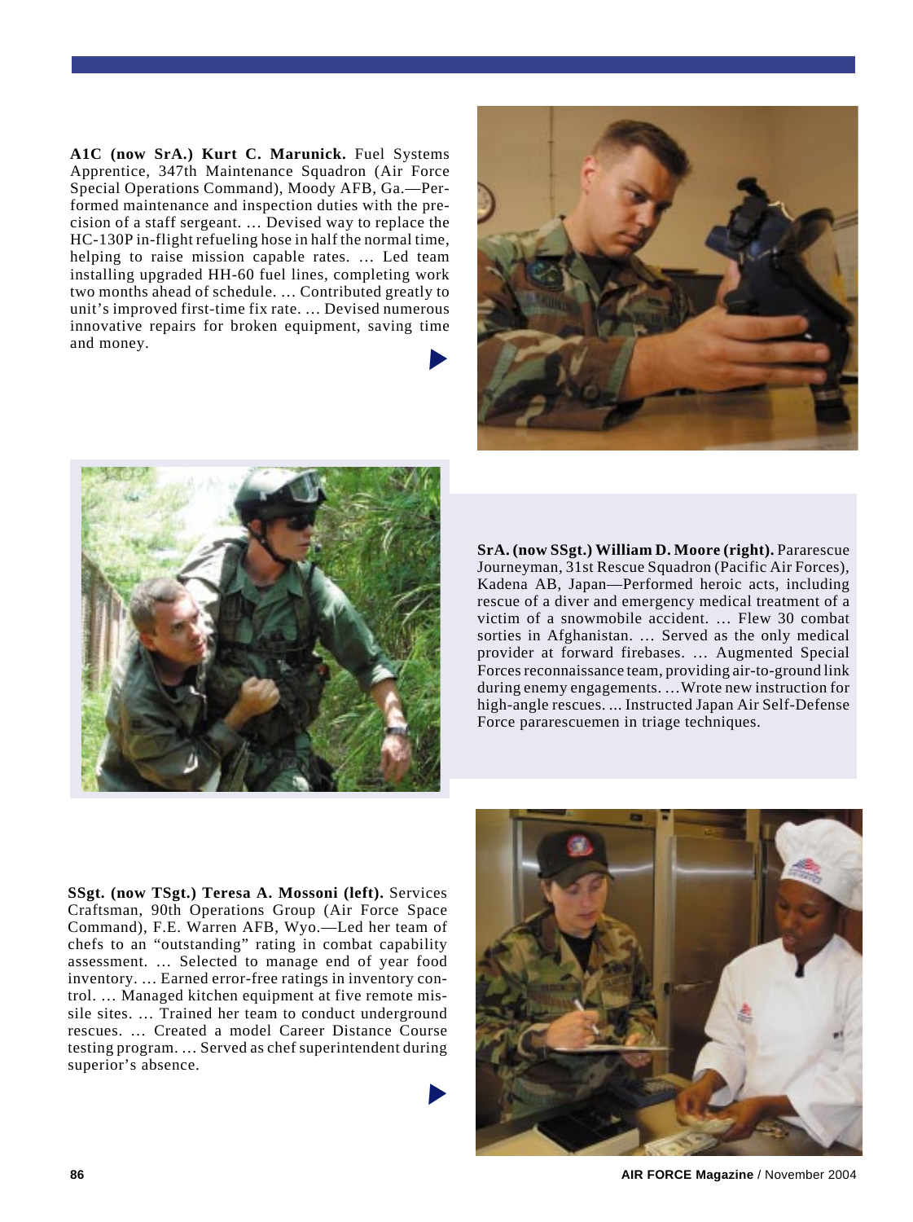**A1C (now SrA.) Kurt C. Marunick.** Fuel Systems Apprentice, 347th Maintenance Squadron (Air Force Special Operations Command), Moody AFB, Ga.—Performed maintenance and inspection duties with the precision of a staff sergeant. … Devised way to replace the HC-130P in-flight refueling hose in half the normal time, helping to raise mission capable rates. … Led team installing upgraded HH-60 fuel lines, completing work two months ahead of schedule. … Contributed greatly to unit's improved first-time fix rate. … Devised numerous innovative repairs for broken equipment, saving time and money.

**SrA. (now SSgt.) William D. Moore (right).** Pararescue Journeyman, 31st Rescue Squadron (Pacific Air Forces), Kadena AB, Japan—Performed heroic acts, including rescue of a diver and emergency medical treatment of a victim of a snowmobile accident. … Flew 30 combat sorties in Afghanistan. … Served as the only medical provider at forward firebases. … Augmented Special Forces reconnaissance team, providing air-to-ground link during enemy engagements. … Wrote new instruction for high-angle rescues. ... Instructed Japan Air Self-Defense Force pararescuemen in triage techniques.

**SSgt. (now TSgt.) Teresa A. Mossoni (left).** Services Craftsman, 90th Operations Group (Air Force Space Command), F.E. Warren AFB, Wyo.—Led her team of chefs to an "outstanding" rating in combat capability assessment. … Selected to manage end of year food inventory. … Earned error-free ratings in inventory control. … Managed kitchen equipment at five remote missile sites. … Trained her team to conduct underground rescues. … Created a model Career Distance Course testing program. … Served as chef superintendent during superior's absence.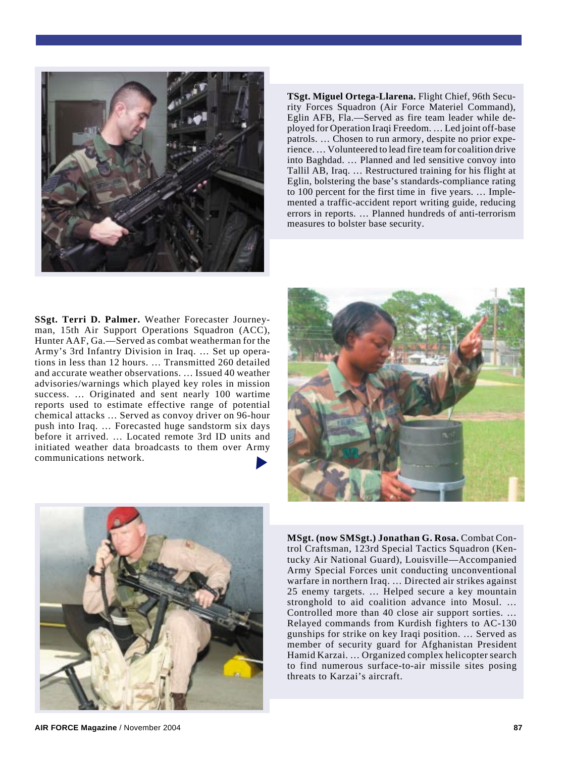**TSgt. Miguel Ortega-Llarena.** Flight Chief, 96th Security Forces Squadron (Air Force Materiel Command), Eglin AFB, Fla.—Served as fire team leader while deployed for Operation Iraqi Freedom. … Led joint off-base patrols. … Chosen to run armory, despite no prior experience. … Volunteered to lead fire team for coalition drive into Baghdad. … Planned and led sensitive convoy into Tallil AB, Iraq. … Restructured training for his flight at Eglin, bolstering the base's standards-compliance rating to 100 percent for the first time in five years. … Implemented a traffic-accident report writing guide, reducing errors in reports. … Planned hundreds of anti-terrorism measures to bolster base security.

**SSgt. Terri D. Palmer.** Weather Forecaster Journeyman, 15th Air Support Operations Squadron (ACC), Hunter AAF, Ga.—Served as combat weatherman for the Army's 3rd Infantry Division in Iraq. … Set up operations in less than 12 hours. … Transmitted 260 detailed and accurate weather observations. … Issued 40 weather advisories/warnings which played key roles in mission success. … Originated and sent nearly 100 wartime reports used to estimate effective range of potential chemical attacks … Served as convoy driver on 96-hour push into Iraq. … Forecasted huge sandstorm six days before it arrived. … Located remote 3rd ID units and initiated weather data broadcasts to them over Army communications network.

**MSgt. (now SMSgt.) Jonathan G. Rosa.** Combat Control Craftsman, 123rd Special Tactics Squadron (Kentucky Air National Guard), Louisville—Accompanied Army Special Forces unit conducting unconventional warfare in northern Iraq. … Directed air strikes against 25 enemy targets. … Helped secure a key mountain stronghold to aid coalition advance into Mosul. … Controlled more than 40 close air support sorties. … Relayed commands from Kurdish fighters to AC-130 gunships for strike on key Iraqi position. … Served as member of security guard for Afghanistan President Hamid Karzai. … Organized complex helicopter search to find numerous surface-to-air missile sites posing threats to Karzai's aircraft.